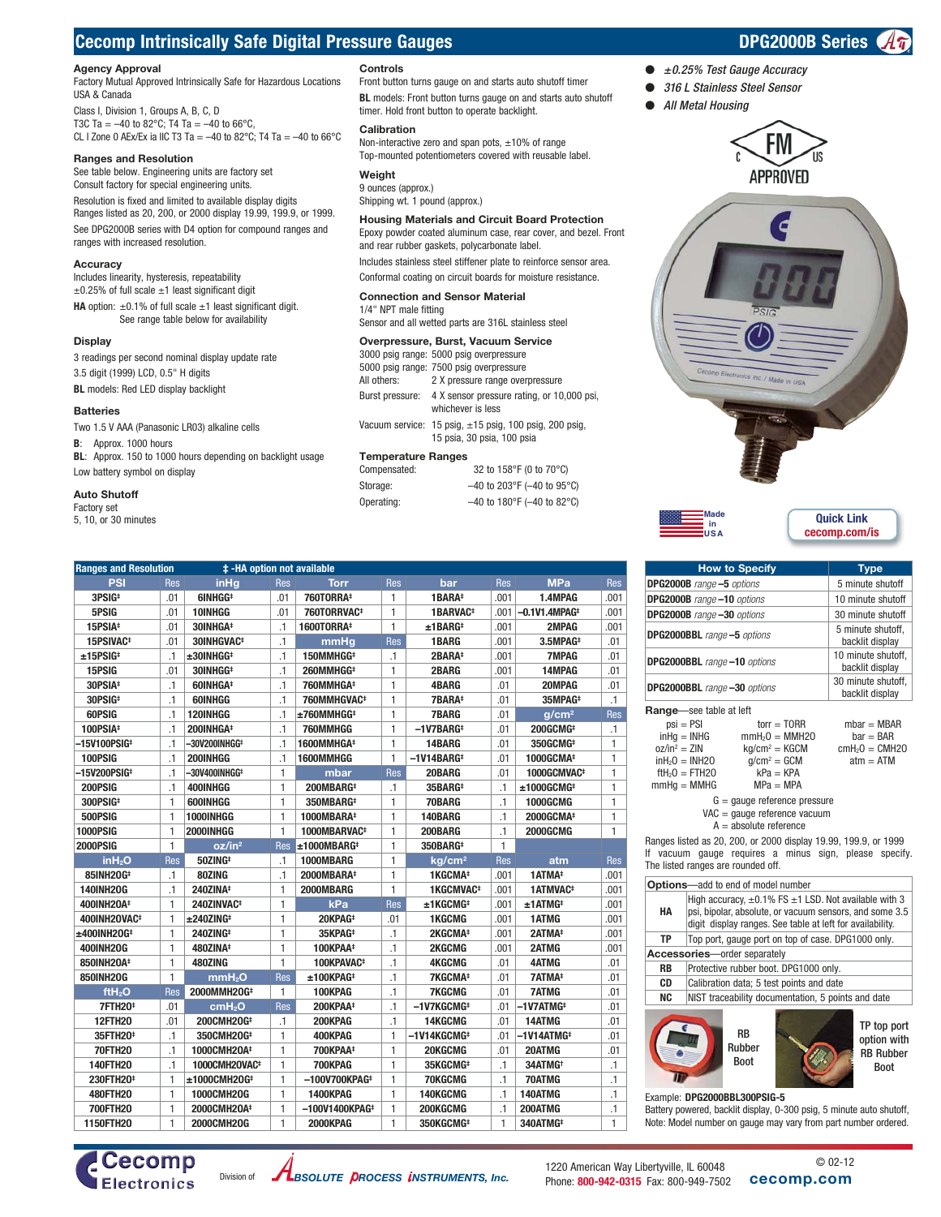# Cecomp Intrinsically Safe Digital Pressure Gauges

## DPG2000B Series

### Agency Approval

Factory Mutual Approved Intrinsically Safe for Hazardous Locations USA & Canada

Class I, Division 1, Groups A, B, C, D
T3C Ta = –40 to 82°C; T4 Ta = –40 to 66°C,
CL I Zone 0 AEx/Ex ia IIC T3 Ta = –40 to 82°C; T4 Ta = –40 to 66°C

### Ranges and Resolution

See table below. Engineering units are factory set
Consult factory for special engineering units.

Resolution is fixed and limited to available display digits
Ranges listed as 20, 200, or 2000 display 19.99, 199.9, or 1999.

See DPG2000B series with D4 option for compound ranges and ranges with increased resolution.

### Accuracy

Includes linearity, hysteresis, repeatability
±0.25% of full scale ±1 least significant digit

**HA** option: ±0.1% of full scale ±1 least significant digit. See range table below for availability

### Display

3 readings per second nominal display update rate

3.5 digit (1999) LCD, 0.5" H digits

**BL** models: Red LED display backlight

### Batteries

Two 1.5 V AAA (Panasonic LR03) alkaline cells

**B**: Approx. 1000 hours

**BL**: Approx. 150 to 1000 hours depending on backlight usage

Low battery symbol on display

### Auto Shutoff

Factory set
5, 10, or 30 minutes

### Controls

Front button turns gauge on and starts auto shutoff timer

**BL** models: Front button turns gauge on and starts auto shutoff timer. Hold front button to operate backlight.

### Calibration

Non-interactive zero and span pots, ±10% of range
Top-mounted potentiometers covered with reusable label.

### Weight

9 ounces (approx.)
Shipping wt. 1 pound (approx.)

### Housing Materials and Circuit Board Protection

Epoxy powder coated aluminum case, rear cover, and bezel. Front and rear rubber gaskets, polycarbonate label.

Includes stainless steel stiffener plate to reinforce sensor area.

Conformal coating on circuit boards for moisture resistance.

### Connection and Sensor Material

1/4" NPT male fitting
Sensor and all wetted parts are 316L stainless steel

### Overpressure, Burst, Vacuum Service

3000 psig range: 5000 psig overpressure
5000 psig range: 7500 psig overpressure
All others: 2 X pressure range overpressure
Burst pressure: 4 X sensor pressure rating, or 10,000 psi, whichever is less
Vacuum service: 15 psig, ±15 psig, 100 psig, 200 psig, 15 psia, 30 psia, 100 psia

### Temperature Ranges

| | |
|---|---|
| Compensated: | 32 to 158°F (0 to 70°C) |
| Storage: | –40 to 203°F (–40 to 95°C) |
| Operating: | –40 to 180°F (–40 to 82°C) |

- *±0.25% Test Gauge Accuracy*
- *316 L Stainless Steel Sensor*
- *All Metal Housing*

FM APPROVED

Made in USA

Quick Link cecomp.com/is

### Ranges and Resolution ‡ -HA option not available

| PSI | Res | inHg | Res | Torr | Res | bar | Res | MPa | Res |
|---|---|---|---|---|---|---|---|---|---|
| 3PSIG‡ | .01 | 6INHGG‡ | .01 | 760TORRA‡ | 1 | 1BARA‡ | .001 | 1.4MPAG | .001 |
| 5PSIG | .01 | 10INHGG | .01 | 760TORRVAC‡ | 1 | 1BARVAC‡ | .001 | –0.1V1.4MPAG‡ | .001 |
| 15PSIA‡ | .01 | 30INHGA‡ | .1 | 1600TORRA‡ | 1 | ±1BARG‡ | .001 | 2MPAG | .001 |
| 15PSIVAC‡ | .01 | 30INHGVAC‡ | .1 | **mmHg** | **Res** | 1BARG | .001 | 3.5MPAG‡ | .01 |
| ±15PSIG‡ | .1 | ±30INHGG‡ | .1 | 150MMHGG‡ | .1 | 2BARA‡ | .001 | 7MPAG | .01 |
| 15PSIG | .01 | 30INHGG‡ | .1 | 260MMHGG‡ | 1 | 2BARG | .001 | 14MPAG | .01 |
| 30PSIA‡ | .1 | 60INHGA‡ | .1 | 760MMHGA‡ | 1 | 4BARG | .01 | 20MPAG | .01 |
| 30PSIG‡ | .1 | 60INHGG | .1 | 760MMHGVAC‡ | 1 | 7BARA‡ | .01 | 35MPAG‡ | .1 |
| 60PSIG | .1 | 120INHGG | .1 | ±760MMHGG‡ | 1 | 7BARG | .01 | **g/cm²** | **Res** |
| 100PSIA‡ | .1 | 200INHGA‡ | .1 | 760MMHGG | 1 | –1V7BARG‡ | .01 | 200GCMG‡ | .1 |
| –15V100PSIG‡ | .1 | –30V200INHGG‡ | .1 | 1600MMHGA‡ | 1 | 14BARG | .01 | 350GCMG‡ | 1 |
| 100PSIG | .1 | 200INHGG | .1 | 1600MMHGG | 1 | –1V14BARG‡ | .01 | 1000GCMA‡ | 1 |
| –15V200PSIG‡ | .1 | –30V400INHGG‡ | .1 | **mbar** | **Res** | 20BARG | .01 | 1000GCMVAC‡ | 1 |
| 200PSIG | .1 | 400INHGG | 1 | 200MBARG‡ | .1 | 35BARG‡ | .1 | ±1000GCMG‡ | 1 |
| 300PSIG‡ | .1 | 600INHGG | 1 | 350MBARG‡ | 1 | 70BARG | .1 | 1000GCMG | 1 |
| 500PSIG | 1 | 1000INHGG | 1 | 1000MBARA‡ | 1 | 140BARG | .1 | 2000GCMA‡ | 1 |
| 1000PSIG | 1 | 2000INHGG | 1 | 1000MBARVAC‡ | 1 | 200BARG | .1 | 2000GCMG | 1 |
| 2000PSIG | 1 | **oz/in²** | **Res** | ±1000MBARG‡ | 1 | 350BARG‡ | 1 | | |
| **inH₂O** | **Res** | 50ZING‡ | .1 | 1000MBARG | 1 | **kg/cm²** | **Res** | **atm** | **Res** |
| 85INH20G‡ | .1 | 80ZING | .1 | 2000MBARA‡ | 1 | 1KGCMA‡ | .001 | 1ATMA‡ | .001 |
| 140INH20G | .1 | 240ZINA‡ | 1 | 2000MBARG | 1 | 1KGCMVAC‡ | .001 | 1ATMVAC‡ | .001 |
| 400INH20A‡ | 1 | 240ZINVAC‡ | 1 | **kPa** | **Res** | ±1KGCMG‡ | .001 | ±1ATMG‡ | .001 |
| 400INH20VAC‡ | 1 | ±240ZING‡ | 1 | 20KPAG‡ | .01 | 1KGCMG | .001 | 1ATMG | .001 |
| ±400INH20G‡ | 1 | 240ZING‡ | 1 | 35KPAG‡ | .1 | 2KGCMA‡ | .001 | 2ATMA‡ | .001 |
| 400INH20G | 1 | 480ZINA‡ | 1 | 100KPAA‡ | .1 | 2KGCMG | .001 | 2ATMG | .001 |
| 850INH20A‡ | 1 | 480ZING | 1 | 100KPAVAC‡ | .1 | 4KGCMG | .01 | 4ATMG | .01 |
| 850INH20G | 1 | **mmH₂O** | **Res** | ±100KPAG‡ | .1 | 7KGCMA‡ | .01 | 7ATMA‡ | .01 |
| **ftH₂O** | **Res** | 2000MMH20G‡ | 1 | 100KPAG | .1 | 7KGCMG | .01 | 7ATMG | .01 |
| 7FTH20‡ | .01 | **cmH₂O** | **Res** | 200KPAA‡ | .1 | –1V7KGCMG‡ | .01 | –1V7ATMG‡ | .01 |
| 12FTH20 | .01 | 200CMH20G‡ | .1 | 200KPAG | .1 | 14KGCMG | .01 | 14ATMG | .01 |
| 35FTH20‡ | .1 | 350CMH20G‡ | 1 | 400KPAG | 1 | –1V14KGCMG‡ | .01 | –1V14ATMG‡ | .01 |
| 70FTH20 | .1 | 1000CMH20A‡ | 1 | 700KPAA‡ | 1 | 20KGCMG | .01 | 20ATMG | .01 |
| 140FTH20 | .1 | 1000CMH20VAC‡ | 1 | 700KPAG | 1 | 35KGCMG‡ | .1 | 34ATMG‡ | .1 |
| 230FTH20‡ | 1 | ±1000CMH20G‡ | 1 | –100V700KPAG‡ | 1 | 70KGCMG | .1 | 70ATMG | .1 |
| 480FTH20 | 1 | 1000CMH20G | 1 | 1400KPAG | 1 | 140KGCMG | .1 | 140ATMG | .1 |
| 700FTH20 | 1 | 2000CMH20A‡ | 1 | –100V1400KPAG‡ | 1 | 200KGCMG | .1 | 200ATMG | .1 |
| 1150FTH20 | 1 | 2000CMH20G | 1 | 2000KPAG | 1 | 350KGCMG‡ | 1 | 340ATMG‡ | 1 |

### How to Specify

| How to Specify | Type |
|---|---|
| **DPG2000B** *range* **–5** *options* | 5 minute shutoff |
| **DPG2000B** *range* **–10** *options* | 10 minute shutoff |
| **DPG2000B** *range* **–30** *options* | 30 minute shutoff |
| **DPG2000BBL** *range* **–5** *options* | 5 minute shutoff, backlit display |
| **DPG2000BBL** *range* **–10** *options* | 10 minute shutoff, backlit display |
| **DPG2000BBL** *range* **–30** *options* | 30 minute shutoff, backlit display |

**Range**—see table at left

| | | |
|---|---|---|
| psi = PSI | torr = TORR | mbar = MBAR |
| inHg = INHG | mmH₂O = MMH20 | bar = BAR |
| oz/in² = ZIN | kg/cm² = KGCM | cmH₂O = CMH20 |
| inH₂O = INH20 | g/cm² = GCM | atm = ATM |
| ftH₂O = FTH20 | kPa = KPA | |
| mmHg = MMHG | MPa = MPA | |

G = gauge reference pressure
VAC = gauge reference vacuum
A = absolute reference

Ranges listed as 20, 200, or 2000 display 19.99, 199.9, or 1999. If vacuum gauge requires a minus sign, please specify. The listed ranges are rounded off.

| **Options**—add to end of model number | |
|---|---|
| **HA** | High accuracy, ±0.1% FS ±1 LSD. Not available with 3 psi, bipolar, absolute, or vacuum sensors, and some 3.5 digit display ranges. See table at left for availability. |
| **TP** | Top port, gauge port on top of case. DPG1000 only. |
| **Accessories**—order separately | |
| **RB** | Protective rubber boot. DPG1000 only. |
| **CD** | Calibration data; 5 test points and date |
| **NC** | NIST traceability documentation, 5 points and date |

RB Rubber Boot

TP top port option with RB Rubber Boot

Example: **DPG2000BBL300PSIG-5**
Battery powered, backlit display, 0-300 psig, 5 minute auto shutoff,
Note: Model number on gauge may vary from part number ordered.

Cecomp Electronics — Division of Absolute Process Instruments, Inc.

1220 American Way Libertyville, IL 60048
Phone: 800-942-0315 Fax: 800-949-7502

© 02-12

cecomp.com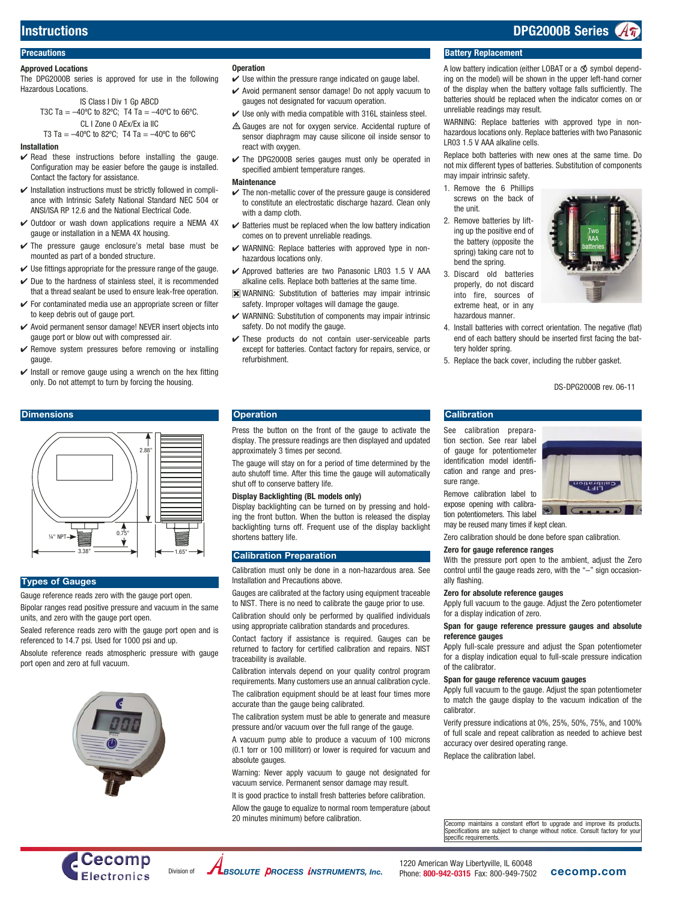# Instructions

DPG2000B Series

## Precautions

### Approved Locations

The DPG2000B series is approved for use in the following Hazardous Locations.

IS Class I Div 1 Gp ABCD
T3C Ta = –40ºC to 82ºC; T4 Ta = –40ºC to 66ºC.
CL I Zone 0 AEx/Ex ia IIC
T3 Ta = –40ºC to 82ºC; T4 Ta = –40ºC to 66ºC

### Installation

- ✔ Read these instructions before installing the gauge. Configuration may be easier before the gauge is installed. Contact the factory for assistance.
- ✔ Installation instructions must be strictly followed in compliance with Intrinsic Safety National Standard NEC 504 or ANSI/ISA RP 12.6 and the National Electrical Code.
- ✔ Outdoor or wash down applications require a NEMA 4X gauge or installation in a NEMA 4X housing.
- ✔ The pressure gauge enclosure's metal base must be mounted as part of a bonded structure.
- ✔ Use fittings appropriate for the pressure range of the gauge.
- ✔ Due to the hardness of stainless steel, it is recommended that a thread sealant be used to ensure leak-free operation.
- ✔ For contaminated media use an appropriate screen or filter to keep debris out of gauge port.
- ✔ Avoid permanent sensor damage! NEVER insert objects into gauge port or blow out with compressed air.
- ✔ Remove system pressures before removing or installing gauge.
- ✔ Install or remove gauge using a wrench on the hex fitting only. Do not attempt to turn by forcing the housing.

### Operation

- ✔ Use within the pressure range indicated on gauge label.
- ✔ Avoid permanent sensor damage! Do not apply vacuum to gauges not designated for vacuum operation.
- ✔ Use only with media compatible with 316L stainless steel.
- ⚠ Gauges are not for oxygen service. Accidental rupture of sensor diaphragm may cause silicone oil inside sensor to react with oxygen.
- ✔ The DPG2000B series gauges must only be operated in specified ambient temperature ranges.

### Maintenance

- ✔ The non-metallic cover of the pressure gauge is considered to constitute an electrostatic discharge hazard. Clean only with a damp cloth.
- ✔ Batteries must be replaced when the low battery indication comes on to prevent unreliable readings.
- ✔ WARNING: Replace batteries with approved type in non-hazardous locations only.
- ✔ Approved batteries are two Panasonic LR03 1.5 V AAA alkaline cells. Replace both batteries at the same time.
- ☒ WARNING: Substitution of batteries may impair intrinsic safety. Improper voltages will damage the gauge.
- ✔ WARNING: Substitution of components may impair intrinsic safety. Do not modify the gauge.
- ✔ These products do not contain user-serviceable parts except for batteries. Contact factory for repairs, service, or refurbishment.

## Battery Replacement

A low battery indication (either LOBAT or a ⊘ symbol depending on the model) will be shown in the upper left-hand corner of the display when the battery voltage falls sufficiently. The batteries should be replaced when the indicator comes on or unreliable readings may result.

WARNING: Replace batteries with approved type in non-hazardous locations only. Replace batteries with two Panasonic LR03 1.5 V AAA alkaline cells.

Replace both batteries with new ones at the same time. Do not mix different types of batteries. Substitution of components may impair intrinsic safety.

1. Remove the 6 Phillips screws on the back of the unit.
2. Remove batteries by lifting up the positive end of the battery (opposite the spring) taking care not to bend the spring.
3. Discard old batteries properly, do not discard into fire, sources of extreme heat, or in any hazardous manner.
4. Install batteries with correct orientation. The negative (flat) end of each battery should be inserted first facing the battery holder spring.
5. Replace the back cover, including the rubber gasket.

Two AAA batteries

DS-DPG2000B rev. 06-11

## Dimensions

2.88"
¼" NPT
0.75"
3.38"
1.65"

## Types of Gauges

Gauge reference reads zero with the gauge port open.

Bipolar ranges read positive pressure and vacuum in the same units, and zero with the gauge port open.

Sealed reference reads zero with the gauge port open and is referenced to 14.7 psi. Used for 1000 psi and up.

Absolute reference reads atmospheric pressure with gauge port open and zero at full vacuum.

## Operation

Press the button on the front of the gauge to activate the display. The pressure readings are then displayed and updated approximately 3 times per second.

The gauge will stay on for a period of time determined by the auto shutoff time. After this time the gauge will automatically shut off to conserve battery life.

### Display Backlighting (BL models only)

Display backlighting can be turned on by pressing and holding the front button. When the button is released the display backlighting turns off. Frequent use of the display backlight shortens battery life.

## Calibration Preparation

Calibration must only be done in a non-hazardous area. See Installation and Precautions above.

Gauges are calibrated at the factory using equipment traceable to NIST. There is no need to calibrate the gauge prior to use.

Calibration should only be performed by qualified individuals using appropriate calibration standards and procedures.

Contact factory if assistance is required. Gauges can be returned to factory for certified calibration and repairs. NIST traceability is available.

Calibration intervals depend on your quality control program requirements. Many customers use an annual calibration cycle.

The calibration equipment should be at least four times more accurate than the gauge being calibrated.

The calibration system must be able to generate and measure pressure and/or vacuum over the full range of the gauge.

A vacuum pump able to produce a vacuum of 100 microns (0.1 torr or 100 millitorr) or lower is required for vacuum and absolute gauges.

Warning: Never apply vacuum to gauge not designated for vacuum service. Permanent sensor damage may result.

It is good practice to install fresh batteries before calibration.

Allow the gauge to equalize to normal room temperature (about 20 minutes minimum) before calibration.

## Calibration

See calibration preparation section. See rear label of gauge for potentiometer identification model identification and range and pressure range.

Remove calibration label to expose opening with calibration potentiometers. This label may be reused many times if kept clean.

Zero calibration should be done before span calibration.

### Zero for gauge reference ranges

With the pressure port open to the ambient, adjust the Zero control until the gauge reads zero, with the "–" sign occasionally flashing.

### Zero for absolute reference gauges

Apply full vacuum to the gauge. Adjust the Zero potentiometer for a display indication of zero.

### Span for gauge reference pressure gauges and absolute reference gauges

Apply full-scale pressure and adjust the Span potentiometer for a display indication equal to full-scale pressure indication of the calibrator.

### Span for gauge reference vacuum gauges

Apply full vacuum to the gauge. Adjust the span potentiometer to match the gauge display to the vacuum indication of the calibrator.

Verify pressure indications at 0%, 25%, 50%, 75%, and 100% of full scale and repeat calibration as needed to achieve best accuracy over desired operating range.

Replace the calibration label.

Cecomp maintains a constant effort to upgrade and improve its products. Specifications are subject to change without notice. Consult factory for your specific requirements.

Cecomp Electronics — Division of Absolute Process Instruments, Inc. — 1220 American Way Libertyville, IL 60048 — Phone: 800-942-0315 Fax: 800-949-7502 — cecomp.com